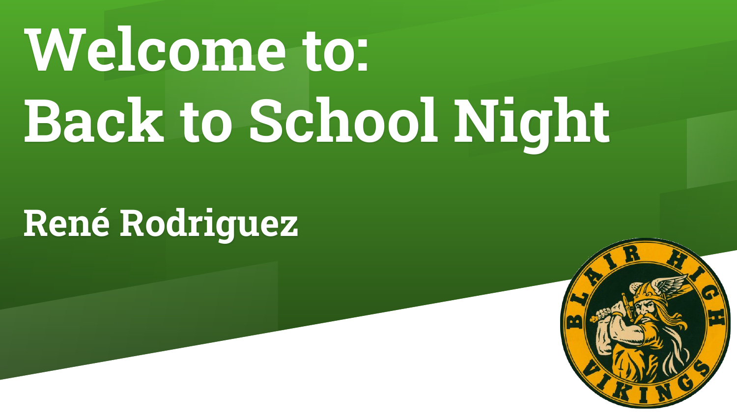# Welcome to: Back to School Night

## René Rodriguez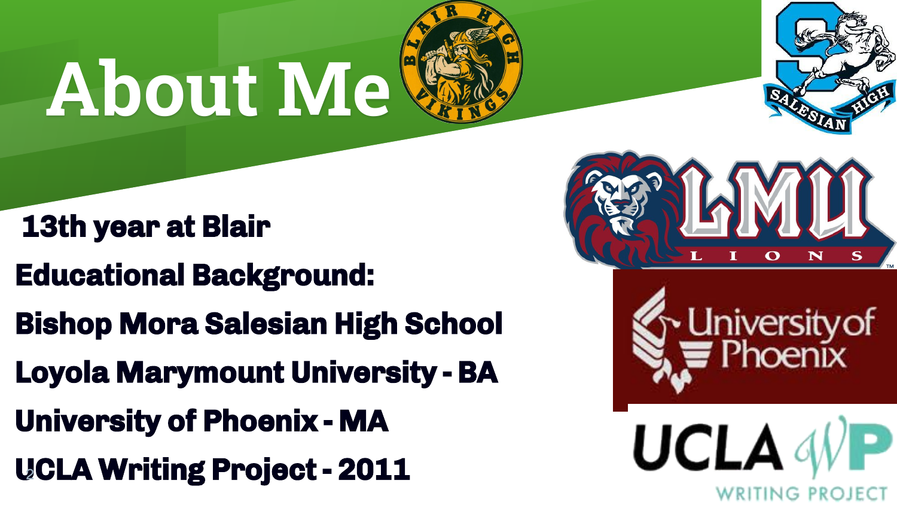# About Me

**13th year at Blair**

**Educational Background:**

**Bishop Mora Salesian High School**

**Loyola Marymount University - BA**

**University of Phoenix - MA**

**UCLA Writing Project - 2011**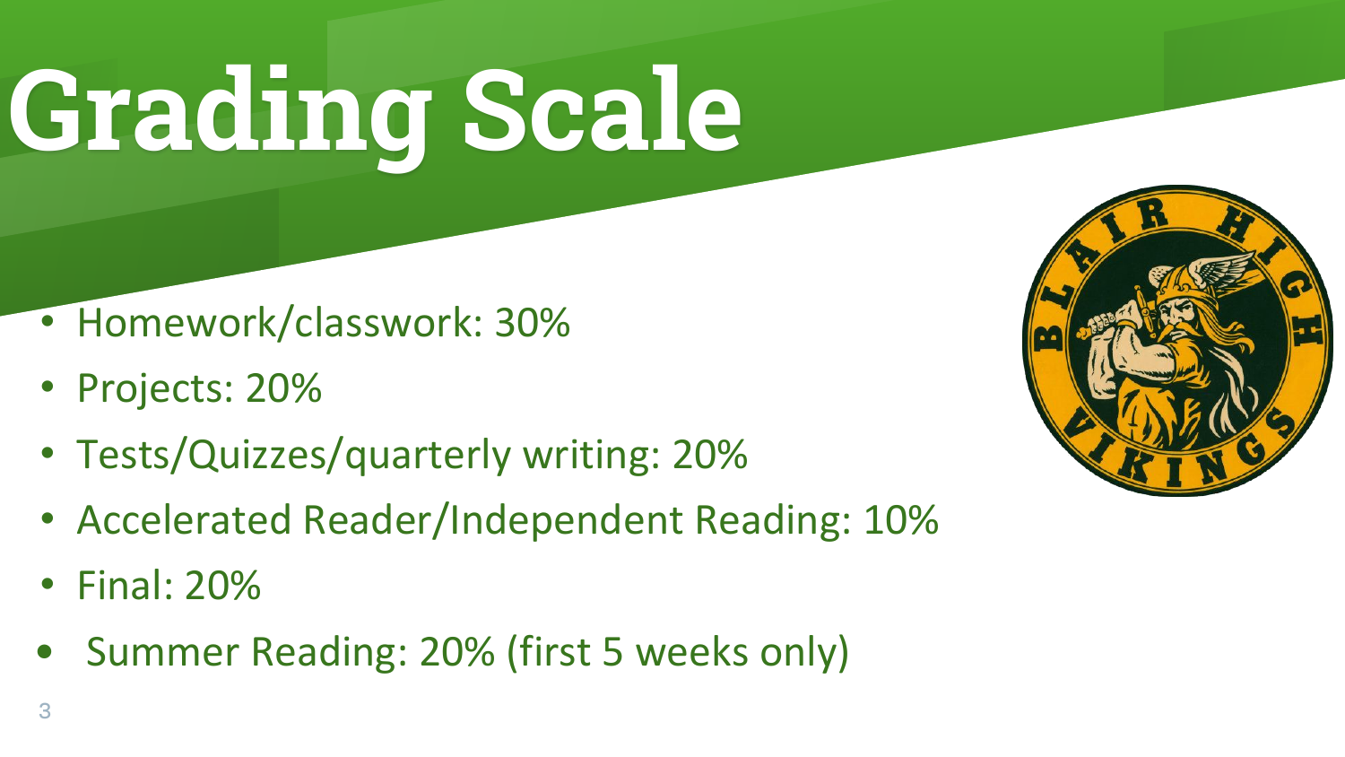# Grading Scale

- Homework/classwork: 30%
- Projects: 20%
- Tests/Quizzes/quarterly writing: 20%
- Accelerated Reader/Independent Reading: 10%
- Final: 20%
- Summer Reading: 20% (first 5 weeks only)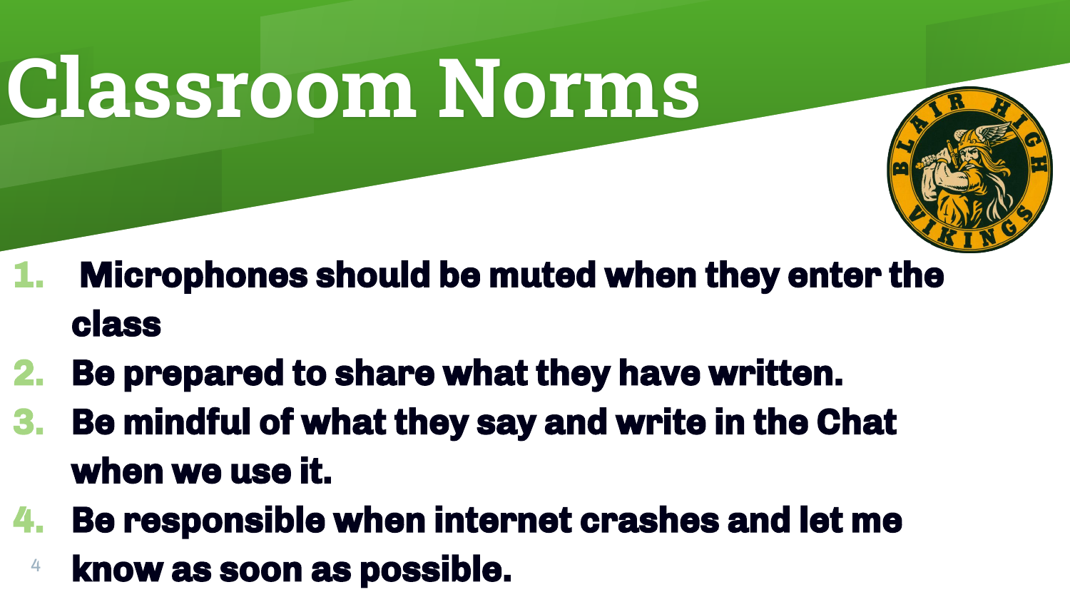# Classroom Norms

1. Microphones should be muted when they enter the class
2. Be prepared to share what they have written.
3. Be mindful of what they say and write in the Chat when we use it.
4. Be responsible when internet crashes and let me know as soon as possible.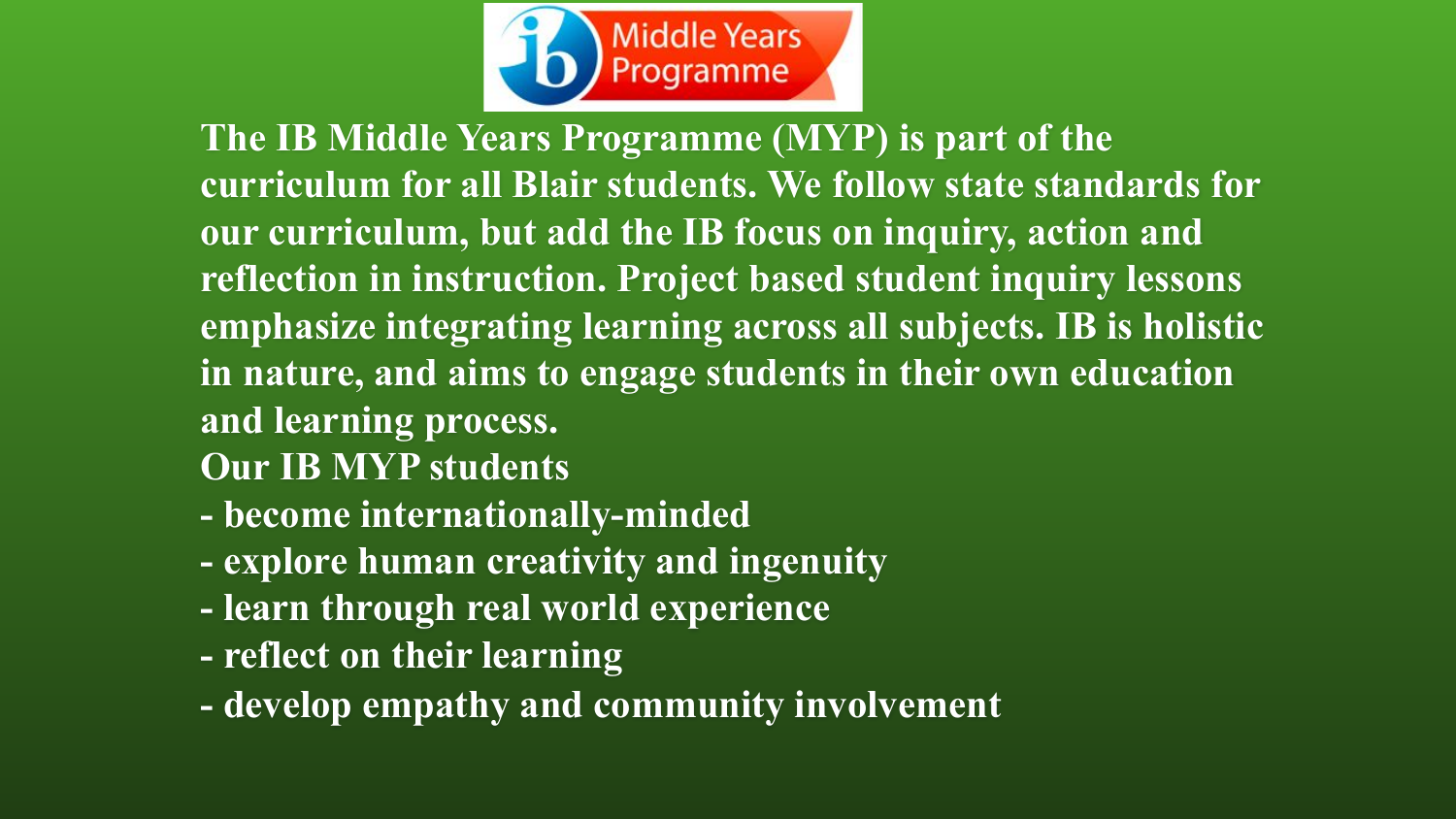The IB Middle Years Programme (MYP) is part of the curriculum for all Blair students. We follow state standards for our curriculum, but add the IB focus on inquiry, action and reflection in instruction. Project based student inquiry lessons emphasize integrating learning across all subjects. IB is holistic in nature, and aims to engage students in their own education and learning process.

Our IB MYP students

- become internationally-minded
- explore human creativity and ingenuity
- learn through real world experience
- reflect on their learning
- develop empathy and community involvement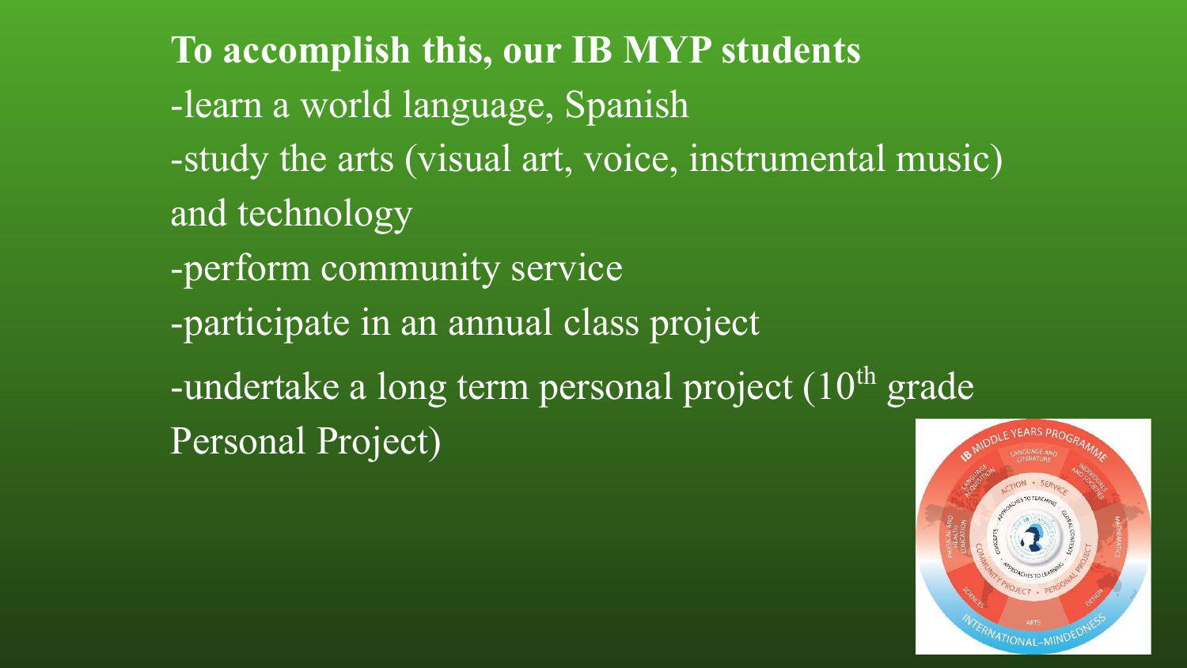**To accomplish this, our IB MYP students**

-learn a world language, Spanish

-study the arts (visual art, voice, instrumental music) and technology

-perform community service

-participate in an annual class project

-undertake a long term personal project (10th grade Personal Project)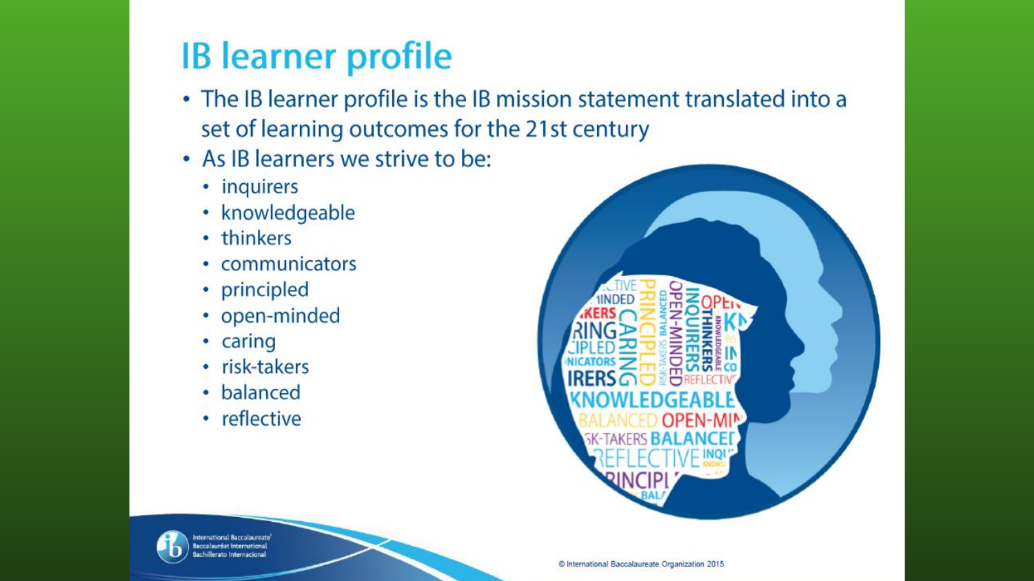# IB learner profile

- The IB learner profile is the IB mission statement translated into a set of learning outcomes for the 21st century
- As IB learners we strive to be:
  - inquirers
  - knowledgeable
  - thinkers
  - communicators
  - principled
  - open-minded
  - caring
  - risk-takers
  - balanced
  - reflective

© International Baccalaureate Organization 2015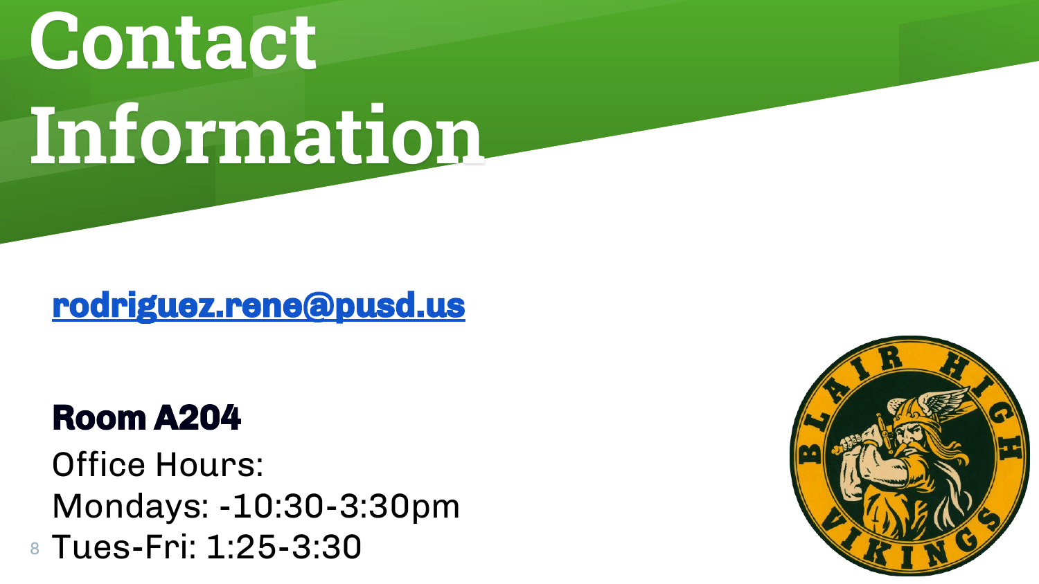# Contact Information

[rodriguez.rene@pusd.us](mailto:rodriguez.rene@pusd.us)

**Room A204**

Office Hours:

Mondays: -10:30-3:30pm

Tues-Fri: 1:25-3:30